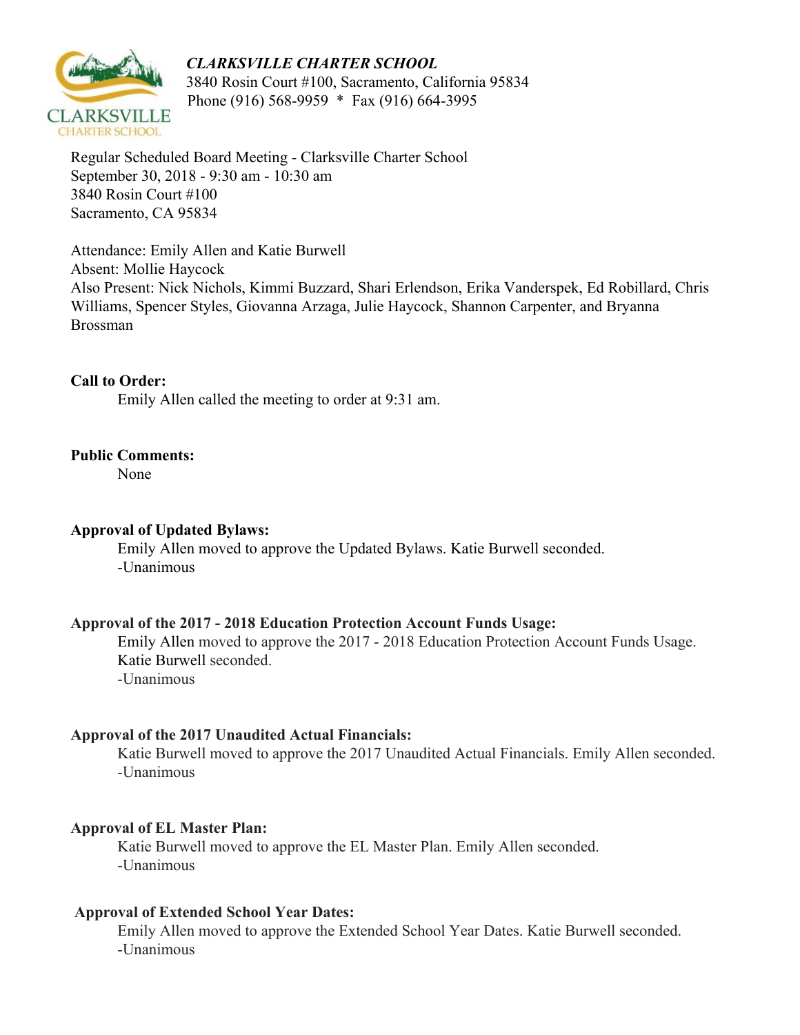***CLARKSVILLE CHARTER SCHOOL***
3840 Rosin Court #100, Sacramento, California 95834
Phone (916) 568-9959 * Fax (916) 664-3995

Regular Scheduled Board Meeting - Clarksville Charter School
September 30, 2018 - 9:30 am - 10:30 am
3840 Rosin Court #100
Sacramento, CA 95834

Attendance: Emily Allen and Katie Burwell
Absent: Mollie Haycock
Also Present: Nick Nichols, Kimmi Buzzard, Shari Erlendson, Erika Vanderspek, Ed Robillard, Chris Williams, Spencer Styles, Giovanna Arzaga, Julie Haycock, Shannon Carpenter, and Bryanna Brossman

**Call to Order:**

Emily Allen called the meeting to order at 9:31 am.

**Public Comments:**

None

**Approval of Updated Bylaws:**

Emily Allen moved to approve the Updated Bylaws. Katie Burwell seconded.
-Unanimous

**Approval of the 2017 - 2018 Education Protection Account Funds Usage:**

Emily Allen moved to approve the 2017 - 2018 Education Protection Account Funds Usage. Katie Burwell seconded.
-Unanimous

**Approval of the 2017 Unaudited Actual Financials:**

Katie Burwell moved to approve the 2017 Unaudited Actual Financials. Emily Allen seconded.
-Unanimous

**Approval of EL Master Plan:**

Katie Burwell moved to approve the EL Master Plan. Emily Allen seconded.
-Unanimous

**Approval of Extended School Year Dates:**

Emily Allen moved to approve the Extended School Year Dates. Katie Burwell seconded.
-Unanimous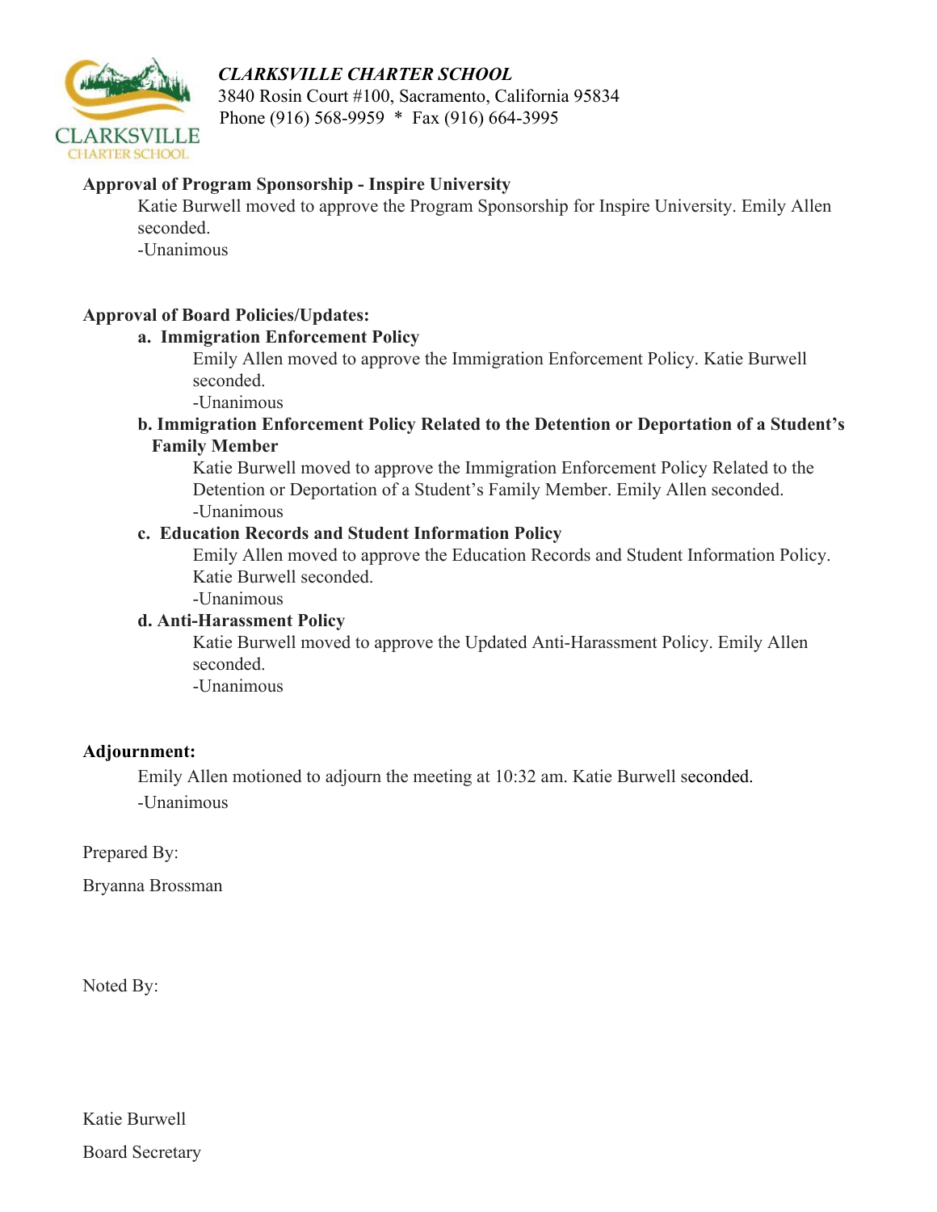**Approval of Program Sponsorship - Inspire University**

Katie Burwell moved to approve the Program Sponsorship for Inspire University. Emily Allen seconded.

-Unanimous

**Approval of Board Policies/Updates:**

**a. Immigration Enforcement Policy**

Emily Allen moved to approve the Immigration Enforcement Policy. Katie Burwell seconded.

-Unanimous

**b. Immigration Enforcement Policy Related to the Detention or Deportation of a Student's Family Member**

Katie Burwell moved to approve the Immigration Enforcement Policy Related to the Detention or Deportation of a Student's Family Member. Emily Allen seconded.

-Unanimous

**c. Education Records and Student Information Policy**

Emily Allen moved to approve the Education Records and Student Information Policy. Katie Burwell seconded.

-Unanimous

**d. Anti-Harassment Policy**

Katie Burwell moved to approve the Updated Anti-Harassment Policy. Emily Allen seconded.

-Unanimous

**Adjournment:**

Emily Allen motioned to adjourn the meeting at 10:32 am. Katie Burwell seconded.

-Unanimous

Prepared By:

Bryanna Brossman

Noted By:

Katie Burwell

Board Secretary